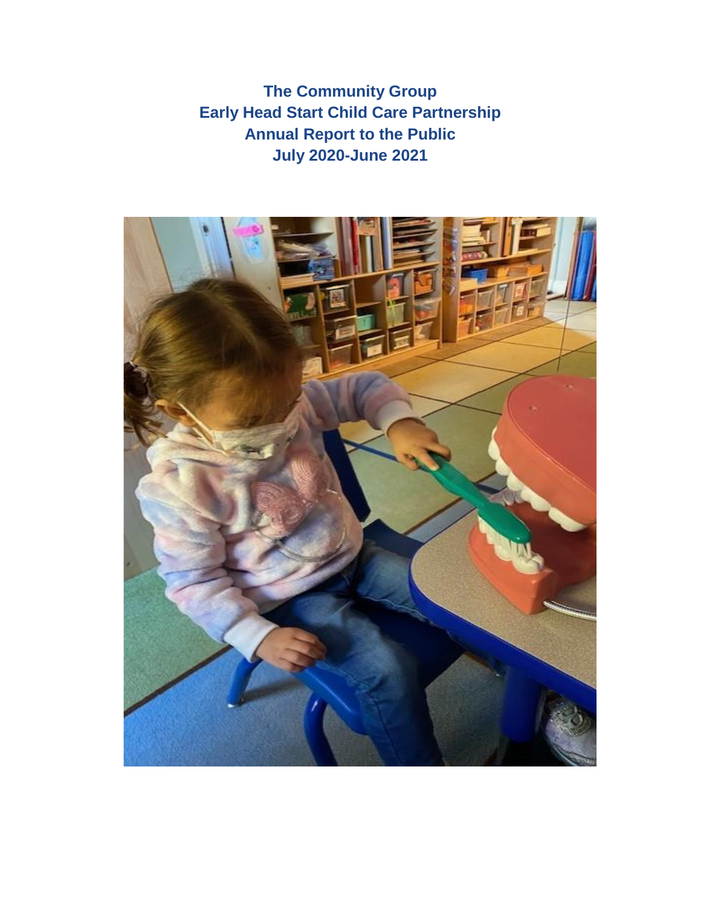# The Community Group
# Early Head Start Child Care Partnership
# Annual Report to the Public
# July 2020-June 2021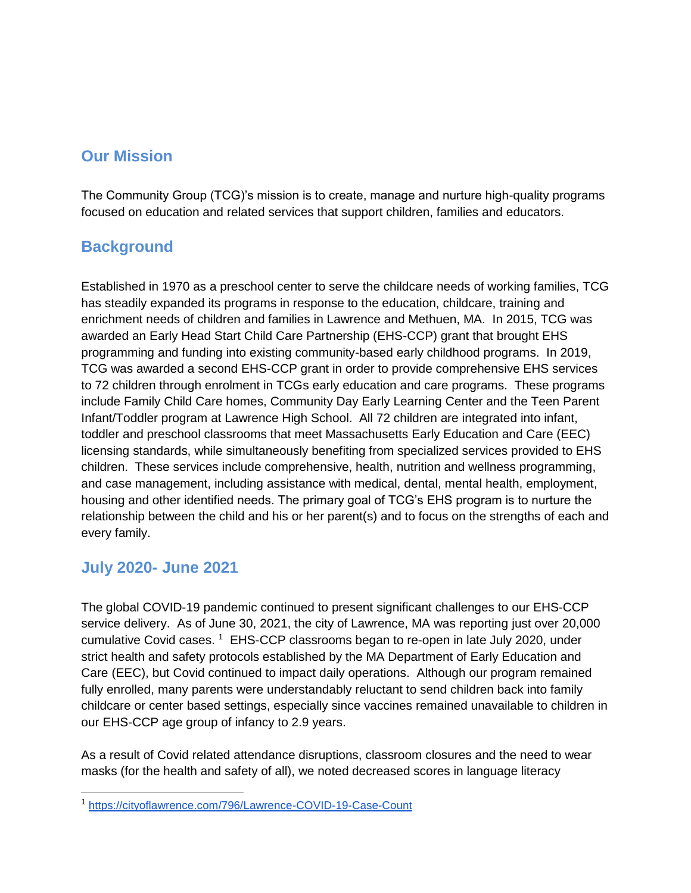## Our Mission

The Community Group (TCG)'s mission is to create, manage and nurture high-quality programs focused on education and related services that support children, families and educators.

## Background

Established in 1970 as a preschool center to serve the childcare needs of working families, TCG has steadily expanded its programs in response to the education, childcare, training and enrichment needs of children and families in Lawrence and Methuen, MA. In 2015, TCG was awarded an Early Head Start Child Care Partnership (EHS-CCP) grant that brought EHS programming and funding into existing community-based early childhood programs. In 2019, TCG was awarded a second EHS-CCP grant in order to provide comprehensive EHS services to 72 children through enrolment in TCGs early education and care programs. These programs include Family Child Care homes, Community Day Early Learning Center and the Teen Parent Infant/Toddler program at Lawrence High School. All 72 children are integrated into infant, toddler and preschool classrooms that meet Massachusetts Early Education and Care (EEC) licensing standards, while simultaneously benefiting from specialized services provided to EHS children. These services include comprehensive, health, nutrition and wellness programming, and case management, including assistance with medical, dental, mental health, employment, housing and other identified needs. The primary goal of TCG's EHS program is to nurture the relationship between the child and his or her parent(s) and to focus on the strengths of each and every family.

## July 2020- June 2021

The global COVID-19 pandemic continued to present significant challenges to our EHS-CCP service delivery. As of June 30, 2021, the city of Lawrence, MA was reporting just over 20,000 cumulative Covid cases. [1] EHS-CCP classrooms began to re-open in late July 2020, under strict health and safety protocols established by the MA Department of Early Education and Care (EEC), but Covid continued to impact daily operations. Although our program remained fully enrolled, many parents were understandably reluctant to send children back into family childcare or center based settings, especially since vaccines remained unavailable to children in our EHS-CCP age group of infancy to 2.9 years.

As a result of Covid related attendance disruptions, classroom closures and the need to wear masks (for the health and safety of all), we noted decreased scores in language literacy

[1] https://cityoflawrence.com/796/Lawrence-COVID-19-Case-Count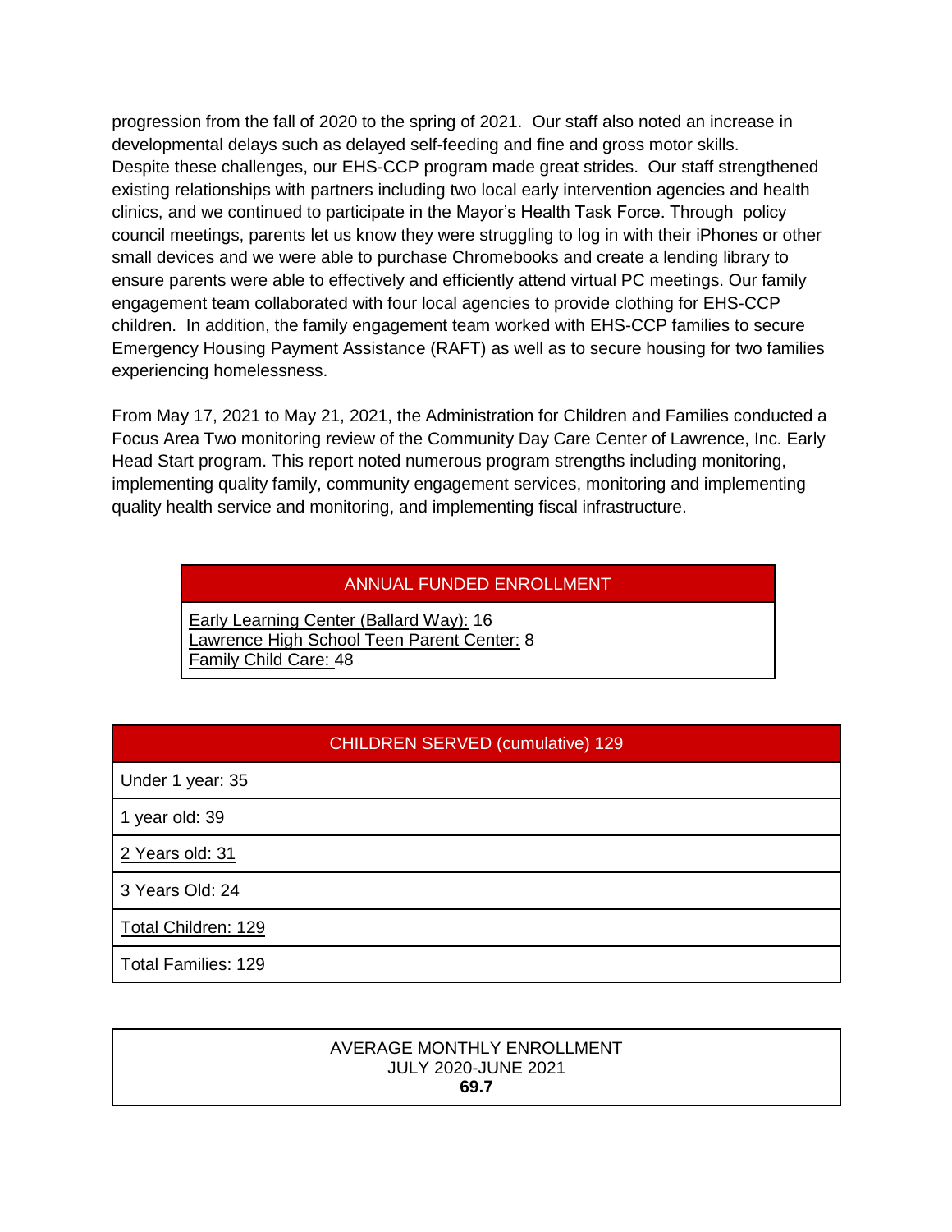progression from the fall of 2020 to the spring of 2021. Our staff also noted an increase in developmental delays such as delayed self-feeding and fine and gross motor skills. Despite these challenges, our EHS-CCP program made great strides. Our staff strengthened existing relationships with partners including two local early intervention agencies and health clinics, and we continued to participate in the Mayor's Health Task Force. Through policy council meetings, parents let us know they were struggling to log in with their iPhones or other small devices and we were able to purchase Chromebooks and create a lending library to ensure parents were able to effectively and efficiently attend virtual PC meetings. Our family engagement team collaborated with four local agencies to provide clothing for EHS-CCP children. In addition, the family engagement team worked with EHS-CCP families to secure Emergency Housing Payment Assistance (RAFT) as well as to secure housing for two families experiencing homelessness.

From May 17, 2021 to May 21, 2021, the Administration for Children and Families conducted a Focus Area Two monitoring review of the Community Day Care Center of Lawrence, Inc. Early Head Start program. This report noted numerous program strengths including monitoring, implementing quality family, community engagement services, monitoring and implementing quality health service and monitoring, and implementing fiscal infrastructure.

| ANNUAL FUNDED ENROLLMENT |
|---|
| Early Learning Center (Ballard Way): 16<br>Lawrence High School Teen Parent Center: 8<br>Family Child Care: 48 |

| CHILDREN SERVED (cumulative) 129 |
|---|
| Under 1 year: 35 |
| 1 year old: 39 |
| 2 Years old: 31 |
| 3 Years Old: 24 |
| Total Children: 129 |
| Total Families: 129 |

| AVERAGE MONTHLY ENROLLMENT<br>JULY 2020-JUNE 2021<br>**69.7** |
|---|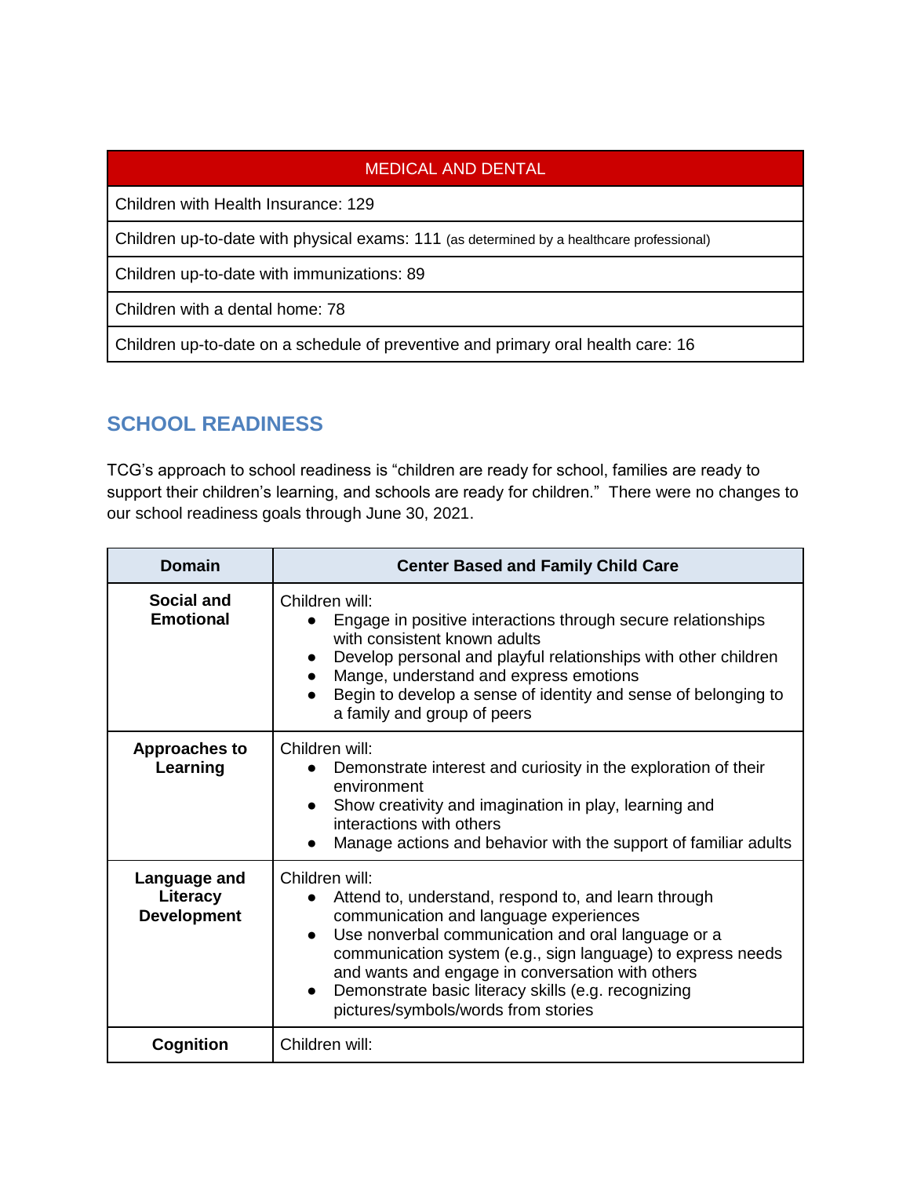| MEDICAL AND DENTAL |
| --- |
| Children with Health Insurance: 129 |
| Children up-to-date with physical exams: 111 (as determined by a healthcare professional) |
| Children up-to-date with immunizations: 89 |
| Children with a dental home: 78 |
| Children up-to-date on a schedule of preventive and primary oral health care: 16 |

## SCHOOL READINESS

TCG's approach to school readiness is "children are ready for school, families are ready to support their children's learning, and schools are ready for children." There were no changes to our school readiness goals through June 30, 2021.

| Domain | Center Based and Family Child Care |
| --- | --- |
| **Social and Emotional** | Children will:<br>• Engage in positive interactions through secure relationships with consistent known adults<br>• Develop personal and playful relationships with other children<br>• Mange, understand and express emotions<br>• Begin to develop a sense of identity and sense of belonging to a family and group of peers |
| **Approaches to Learning** | Children will:<br>• Demonstrate interest and curiosity in the exploration of their environment<br>• Show creativity and imagination in play, learning and interactions with others<br>• Manage actions and behavior with the support of familiar adults |
| **Language and Literacy Development** | Children will:<br>• Attend to, understand, respond to, and learn through communication and language experiences<br>• Use nonverbal communication and oral language or a communication system (e.g., sign language) to express needs and wants and engage in conversation with others<br>• Demonstrate basic literacy skills (e.g. recognizing pictures/symbols/words from stories |
| **Cognition** | Children will: |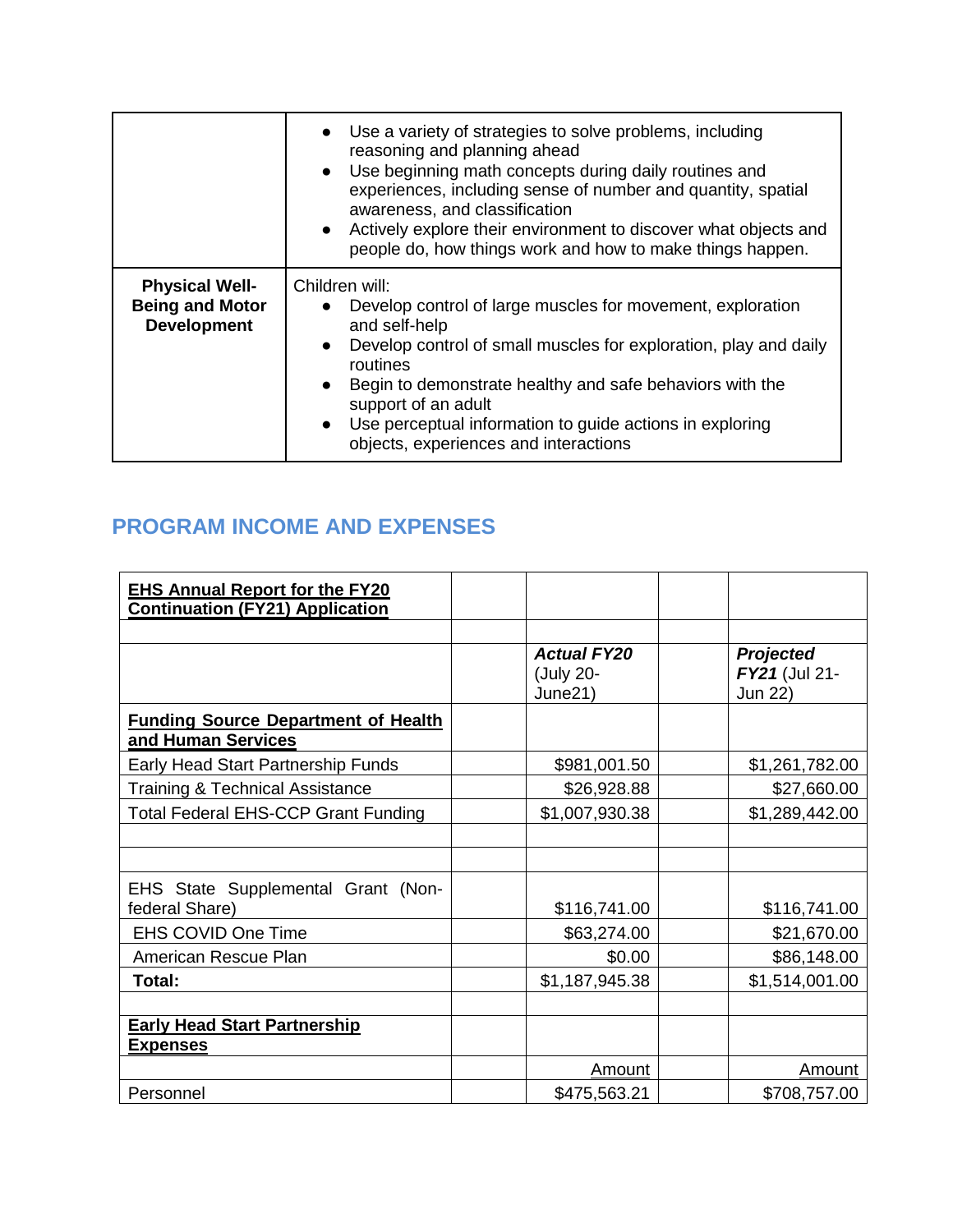| | |
|---|---|
| | • Use a variety of strategies to solve problems, including reasoning and planning ahead<br>• Use beginning math concepts during daily routines and experiences, including sense of number and quantity, spatial awareness, and classification<br>• Actively explore their environment to discover what objects and people do, how things work and how to make things happen. |
| **Physical Well-Being and Motor Development** | Children will:<br>• Develop control of large muscles for movement, exploration and self-help<br>• Develop control of small muscles for exploration, play and daily routines<br>• Begin to demonstrate healthy and safe behaviors with the support of an adult<br>• Use perceptual information to guide actions in exploring objects, experiences and interactions |

## PROGRAM INCOME AND EXPENSES

| **EHS Annual Report for the FY20 Continuation (FY21) Application** | | | | |
|---|---|---|---|---|
| | | | | |
| | | ***Actual FY20*** (July 20-June21) | | ***Projected FY21*** (Jul 21-Jun 22) |
| **Funding Source Department of Health and Human Services** | | | | |
| Early Head Start Partnership Funds | | $981,001.50 | | $1,261,782.00 |
| Training & Technical Assistance | | $26,928.88 | | $27,660.00 |
| Total Federal EHS-CCP Grant Funding | | $1,007,930.38 | | $1,289,442.00 |
| | | | | |
| | | | | |
| EHS State Supplemental Grant (Non-federal Share) | | $116,741.00 | | $116,741.00 |
| EHS COVID One Time | | $63,274.00 | | $21,670.00 |
| American Rescue Plan | | $0.00 | | $86,148.00 |
| **Total:** | | $1,187,945.38 | | $1,514,001.00 |
| | | | | |
| **Early Head Start Partnership Expenses** | | | | |
| | | Amount | | Amount |
| Personnel | | $475,563.21 | | $708,757.00 |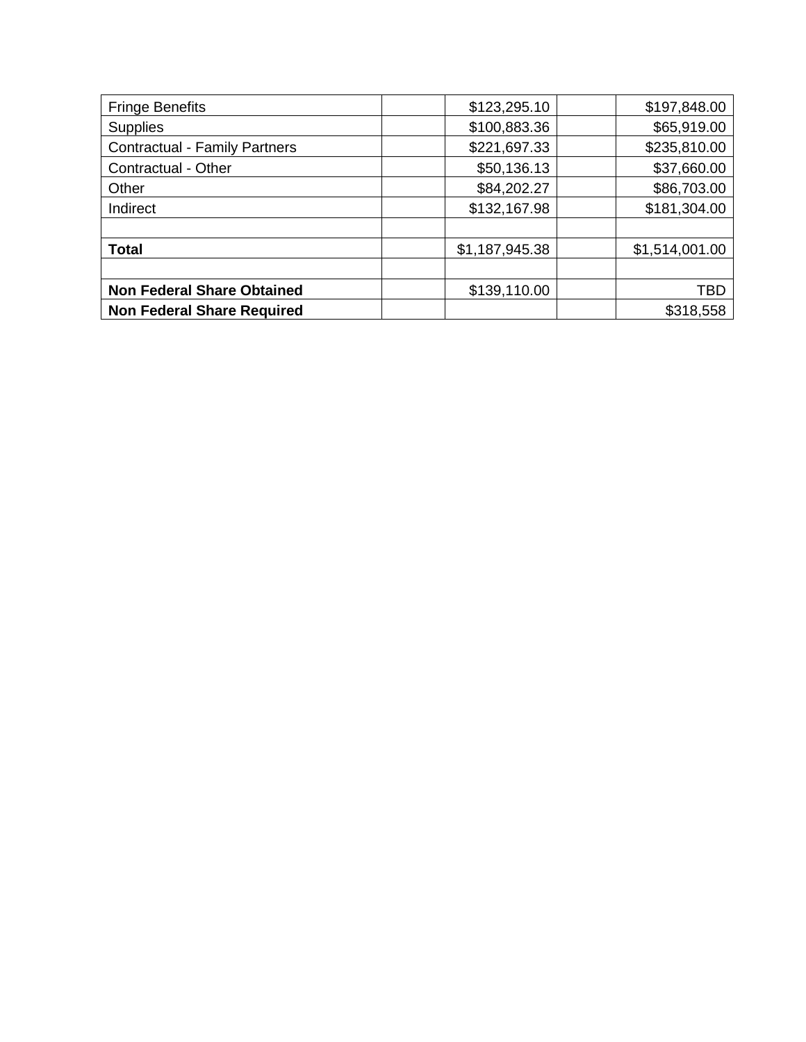| | | | | |
|---|---|---|---|---|
| Fringe Benefits | | $123,295.10 | | $197,848.00 |
| Supplies | | $100,883.36 | | $65,919.00 |
| Contractual - Family Partners | | $221,697.33 | | $235,810.00 |
| Contractual - Other | | $50,136.13 | | $37,660.00 |
| Other | | $84,202.27 | | $86,703.00 |
| Indirect | | $132,167.98 | | $181,304.00 |
| | | | | |
| **Total** | | $1,187,945.38 | | $1,514,001.00 |
| | | | | |
| **Non Federal Share Obtained** | | $139,110.00 | | TBD |
| **Non Federal Share Required** | | | | $318,558 |